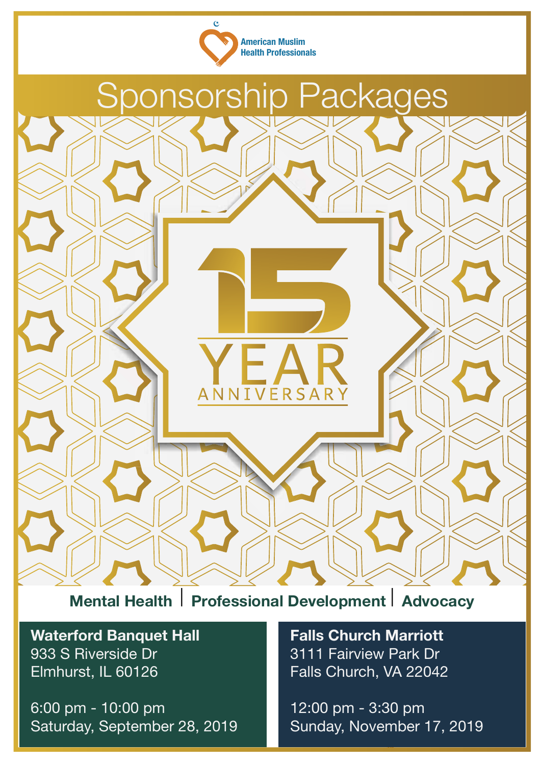American Muslim Health Professionals

# Sponsorship Packages

15 YEAR ANNIVERSARY

**Mental Health | Professional Development | Advocacy**

**Waterford Banquet Hall**
933 S Riverside Dr
Elmhurst, IL 60126

6:00 pm - 10:00 pm
Saturday, September 28, 2019

**Falls Church Marriott**
3111 Fairview Park Dr
Falls Church, VA 22042

12:00 pm - 3:30 pm
Sunday, November 17, 2019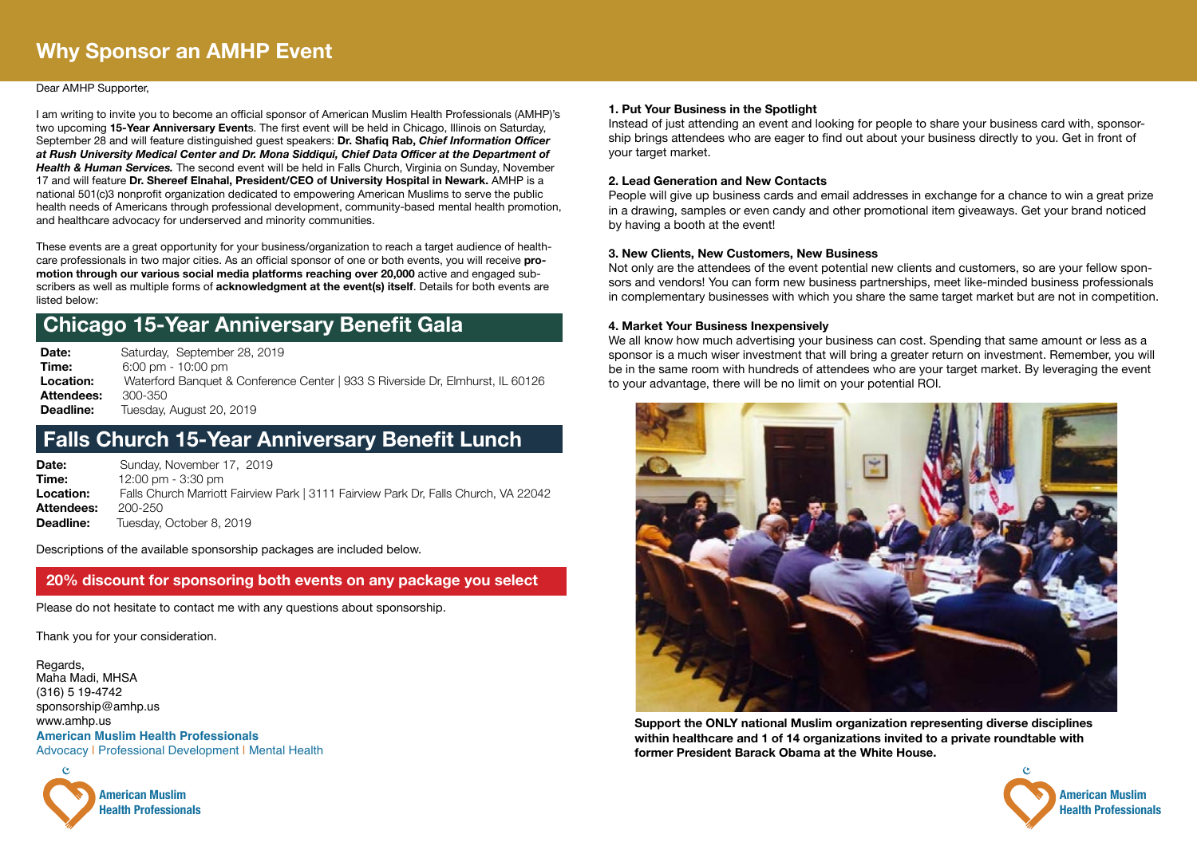# Why Sponsor an AMHP Event

Dear AMHP Supporter,

I am writing to invite you to become an official sponsor of American Muslim Health Professionals (AMHP)'s two upcoming **15-Year Anniversary Event**s. The first event will be held in Chicago, Illinois on Saturday, September 28 and will feature distinguished guest speakers: **Dr. Shafiq Rab, *Chief Information Officer at Rush University Medical Center and Dr. Mona Siddiqui, Chief Data Officer at the Department of Health & Human Services.*** The second event will be held in Falls Church, Virginia on Sunday, November 17 and will feature **Dr. Shereef Elnahal, President/CEO of University Hospital in Newark.** AMHP is a national 501(c)3 nonprofit organization dedicated to empowering American Muslims to serve the public health needs of Americans through professional development, community-based mental health promotion, and healthcare advocacy for underserved and minority communities.

These events are a great opportunity for your business/organization to reach a target audience of health-care professionals in two major cities. As an official sponsor of one or both events, you will receive **promotion through our various social media platforms reaching over 20,000** active and engaged subscribers as well as multiple forms of **acknowledgment at the event(s) itself**. Details for both events are listed below:

## Chicago 15-Year Anniversary Benefit Gala

**Date:** Saturday, September 28, 2019
**Time:** 6:00 pm - 10:00 pm
**Location:** Waterford Banquet & Conference Center | 933 S Riverside Dr, Elmhurst, IL 60126
**Attendees:** 300-350
**Deadline:** Tuesday, August 20, 2019

## Falls Church 15-Year Anniversary Benefit Lunch

**Date:** Sunday, November 17, 2019
**Time:** 12:00 pm - 3:30 pm
**Location:** Falls Church Marriott Fairview Park | 3111 Fairview Park Dr, Falls Church, VA 22042
**Attendees:** 200-250
**Deadline:** Tuesday, October 8, 2019

Descriptions of the available sponsorship packages are included below.

**20% discount for sponsoring both events on any package you select**

Please do not hesitate to contact me with any questions about sponsorship.

Thank you for your consideration.

Regards,
Maha Madi, MHSA
(316) 5 19-4742
sponsorship@amhp.us
www.amhp.us
**American Muslim Health Professionals**
Advocacy | Professional Development | Mental Health

**1. Put Your Business in the Spotlight**
Instead of just attending an event and looking for people to share your business card with, sponsorship brings attendees who are eager to find out about your business directly to you. Get in front of your target market.

**2. Lead Generation and New Contacts**
People will give up business cards and email addresses in exchange for a chance to win a great prize in a drawing, samples or even candy and other promotional item giveaways. Get your brand noticed by having a booth at the event!

**3. New Clients, New Customers, New Business**
Not only are the attendees of the event potential new clients and customers, so are your fellow sponsors and vendors! You can form new business partnerships, meet like-minded business professionals in complementary businesses with which you share the same target market but are not in competition.

**4. Market Your Business Inexpensively**
We all know how much advertising your business can cost. Spending that same amount or less as a sponsor is a much wiser investment that will bring a greater return on investment. Remember, you will be in the same room with hundreds of attendees who are your target market. By leveraging the event to your advantage, there will be no limit on your potential ROI.

**Support the ONLY national Muslim organization representing diverse disciplines within healthcare and 1 of 14 organizations invited to a private roundtable with former President Barack Obama at the White House.**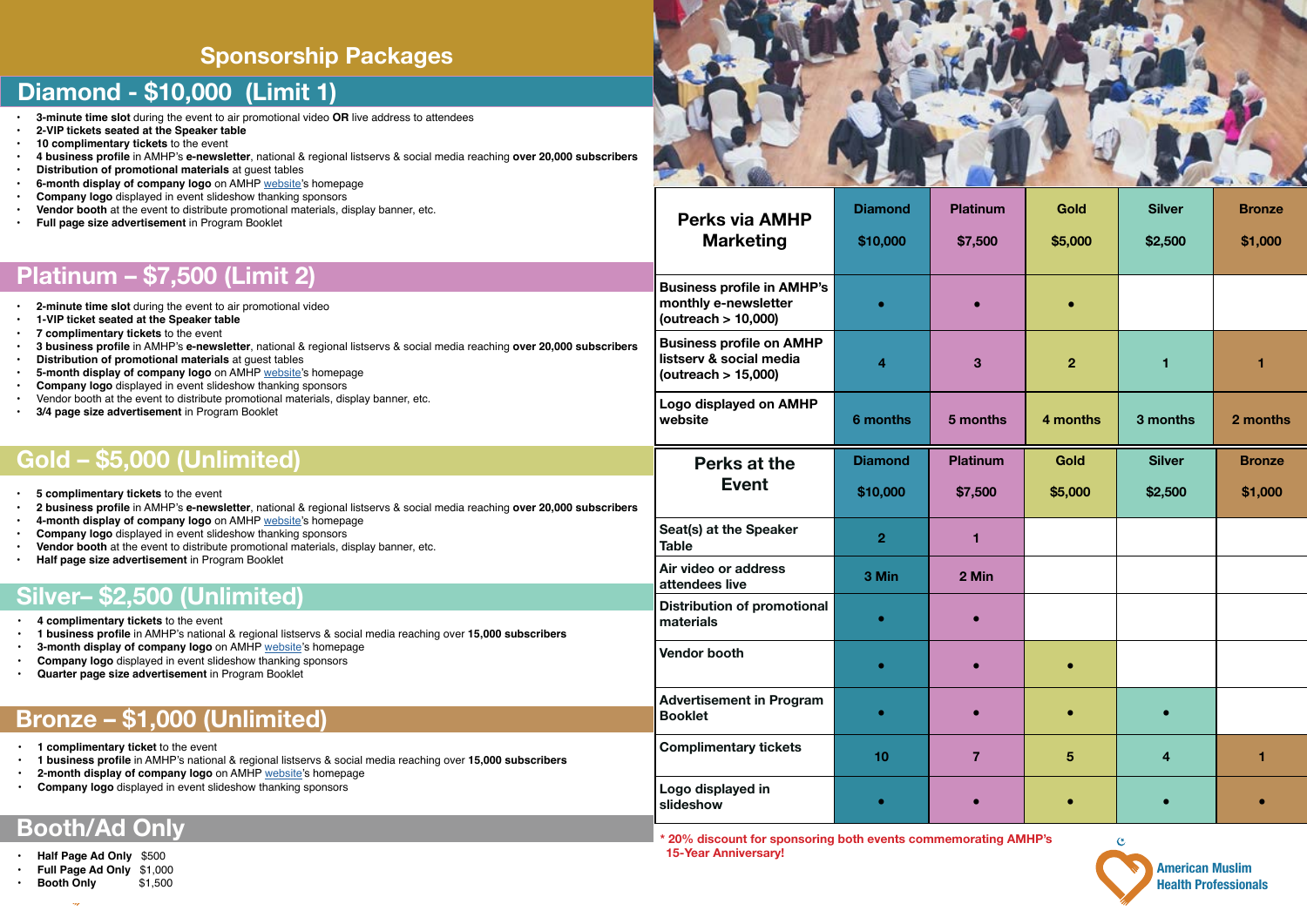## Sponsorship Packages

## Diamond - $10,000 (Limit 1)

- **3-minute time slot** during the event to air promotional video **OR** live address to attendees
- **2-VIP tickets seated at the Speaker table**
- **10 complimentary tickets** to the event
- **4 business profile** in AMHP's **e-newsletter**, national & regional listservs & social media reaching **over 20,000 subscribers**
- **Distribution of promotional materials** at guest tables
- **6-month display of company logo** on AMHP website's homepage
- **Company logo** displayed in event slideshow thanking sponsors
- **Vendor booth** at the event to distribute promotional materials, display banner, etc.
- **Full page size advertisement** in Program Booklet

## Platinum – $7,500 (Limit 2)

- **2-minute time slot** during the event to air promotional video
- **1-VIP ticket seated at the Speaker table**
- **7 complimentary tickets** to the event
- **3 business profile** in AMHP's **e-newsletter**, national & regional listservs & social media reaching **over 20,000 subscribers**
- **Distribution of promotional materials** at guest tables
- **5-month display of company logo** on AMHP website's homepage
- **Company logo** displayed in event slideshow thanking sponsors
- Vendor booth at the event to distribute promotional materials, display banner, etc.
- **3/4 page size advertisement** in Program Booklet

## Gold – $5,000 (Unlimited)

- **5 complimentary tickets** to the event
- **2 business profile** in AMHP's **e-newsletter**, national & regional listservs & social media reaching **over 20,000 subscribers**
- **4-month display of company logo** on AMHP website's homepage
- **Company logo** displayed in event slideshow thanking sponsors
- **Vendor booth** at the event to distribute promotional materials, display banner, etc.
- **Half page size advertisement** in Program Booklet

## Silver– $2,500 (Unlimited)

- **4 complimentary tickets** to the event
- **1 business profile** in AMHP's national & regional listservs & social media reaching over **15,000 subscribers**
- **3-month display of company logo** on AMHP website's homepage
- **Company logo** displayed in event slideshow thanking sponsors
- **Quarter page size advertisement** in Program Booklet

## Bronze – $1,000 (Unlimited)

- **1 complimentary ticket** to the event
- **1 business profile** in AMHP's national & regional listservs & social media reaching over **15,000 subscribers**
- **2-month display of company logo** on AMHP website's homepage
- **Company logo** displayed in event slideshow thanking sponsors

## Booth/Ad Only

- **Half Page Ad Only** $500
- **Full Page Ad Only** $1,000
- **Booth Only** $1,500

| Perks via AMHP Marketing | Diamond $10,000 | Platinum $7,500 | Gold $5,000 | Silver $2,500 | Bronze $1,000 |
|---|---|---|---|---|---|
| Business profile in AMHP's monthly e-newsletter (outreach > 10,000) | • | • | • | | |
| Business profile on AMHP listserv & social media (outreach > 15,000) | 4 | 3 | 2 | 1 | 1 |
| Logo displayed on AMHP website | 6 months | 5 months | 4 months | 3 months | 2 months |

| Perks at the Event | Diamond $10,000 | Platinum $7,500 | Gold $5,000 | Silver $2,500 | Bronze $1,000 |
|---|---|---|---|---|---|
| Seat(s) at the Speaker Table | 2 | 1 | | | |
| Air video or address attendees live | 3 Min | 2 Min | | | |
| Distribution of promotional materials | • | • | | | |
| Vendor booth | • | • | • | | |
| Advertisement in Program Booklet | • | • | • | • | |
| Complimentary tickets | 10 | 7 | 5 | 4 | 1 |
| Logo displayed in slideshow | • | • | • | • | • |

* 20% discount for sponsoring both events commemorating AMHP's 15-Year Anniversary!

American Muslim Health Professionals